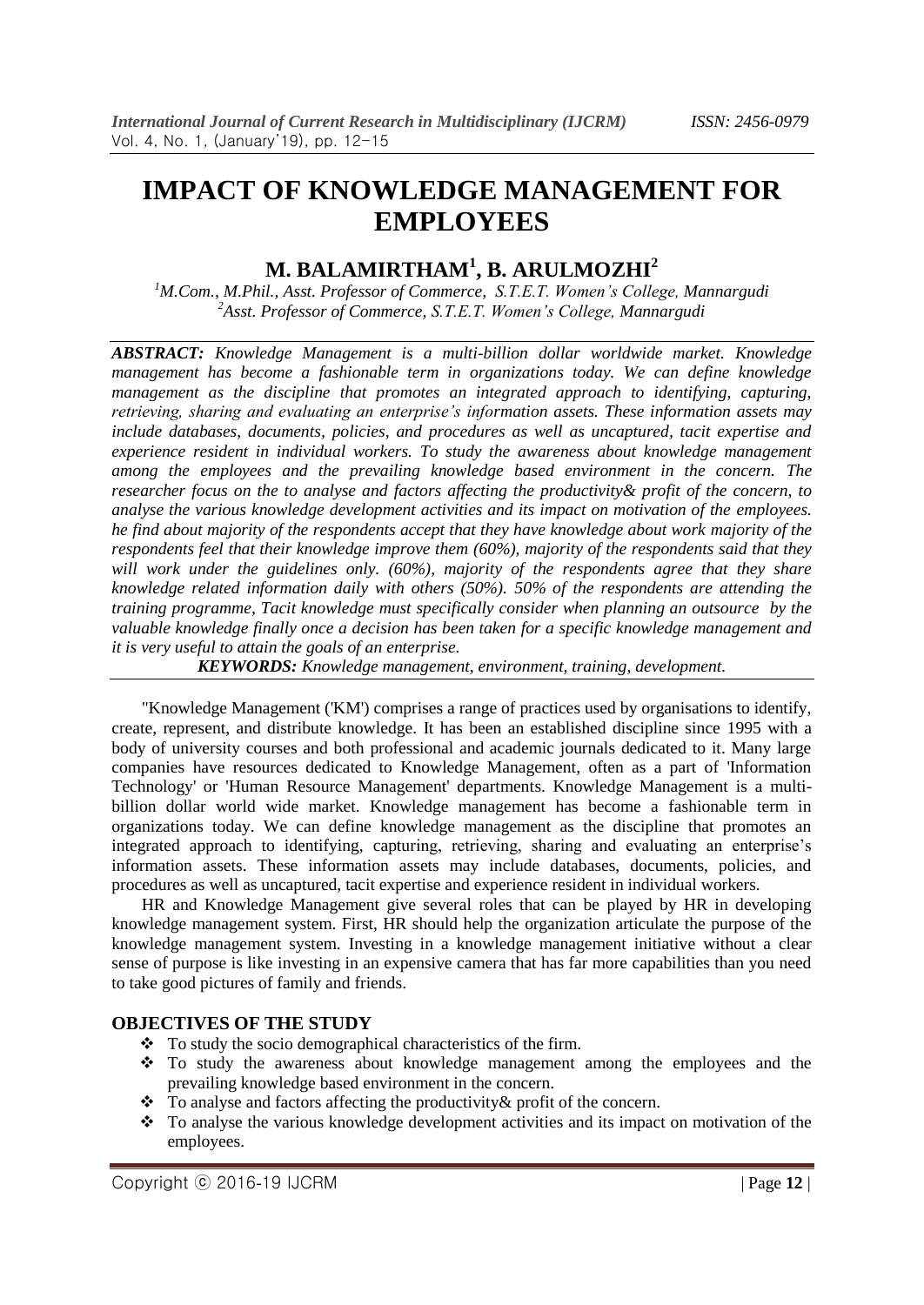# IMPACT OF KNOWLEDGE MANAGEMENT FOR EMPLOYEES

## M. BALAMIRTHAM[1], B. ARULMOZHI[2]

*[1]M.Com., M.Phil., Asst. Professor of Commerce, S.T.E.T. Women's College, Mannargudi*
*[2]Asst. Professor of Commerce, S.T.E.T. Women's College, Mannargudi*

***ABSTRACT:*** *Knowledge Management is a multi-billion dollar worldwide market. Knowledge management has become a fashionable term in organizations today. We can define knowledge management as the discipline that promotes an integrated approach to identifying, capturing, retrieving, sharing and evaluating an enterprise's information assets. These information assets may include databases, documents, policies, and procedures as well as uncaptured, tacit expertise and experience resident in individual workers. To study the awareness about knowledge management among the employees and the prevailing knowledge based environment in the concern. The researcher focus on the to analyse and factors affecting the productivity& profit of the concern, to analyse the various knowledge development activities and its impact on motivation of the employees. he find about majority of the respondents accept that they have knowledge about work majority of the respondents feel that their knowledge improve them (60%), majority of the respondents said that they will work under the guidelines only. (60%), majority of the respondents agree that they share knowledge related information daily with others (50%). 50% of the respondents are attending the training programme, Tacit knowledge must specifically consider when planning an outsource by the valuable knowledge finally once a decision has been taken for a specific knowledge management and it is very useful to attain the goals of an enterprise.*

***KEYWORDS:*** *Knowledge management, environment, training, development.*

"Knowledge Management ('KM') comprises a range of practices used by organisations to identify, create, represent, and distribute knowledge. It has been an established discipline since 1995 with a body of university courses and both professional and academic journals dedicated to it. Many large companies have resources dedicated to Knowledge Management, often as a part of 'Information Technology' or 'Human Resource Management' departments. Knowledge Management is a multi-billion dollar world wide market. Knowledge management has become a fashionable term in organizations today. We can define knowledge management as the discipline that promotes an integrated approach to identifying, capturing, retrieving, sharing and evaluating an enterprise's information assets. These information assets may include databases, documents, policies, and procedures as well as uncaptured, tacit expertise and experience resident in individual workers.

HR and Knowledge Management give several roles that can be played by HR in developing knowledge management system. First, HR should help the organization articulate the purpose of the knowledge management system. Investing in a knowledge management initiative without a clear sense of purpose is like investing in an expensive camera that has far more capabilities than you need to take good pictures of family and friends.

### OBJECTIVES OF THE STUDY

- To study the socio demographical characteristics of the firm.
- To study the awareness about knowledge management among the employees and the prevailing knowledge based environment in the concern.
- To analyse and factors affecting the productivity& profit of the concern.
- To analyse the various knowledge development activities and its impact on motivation of the employees.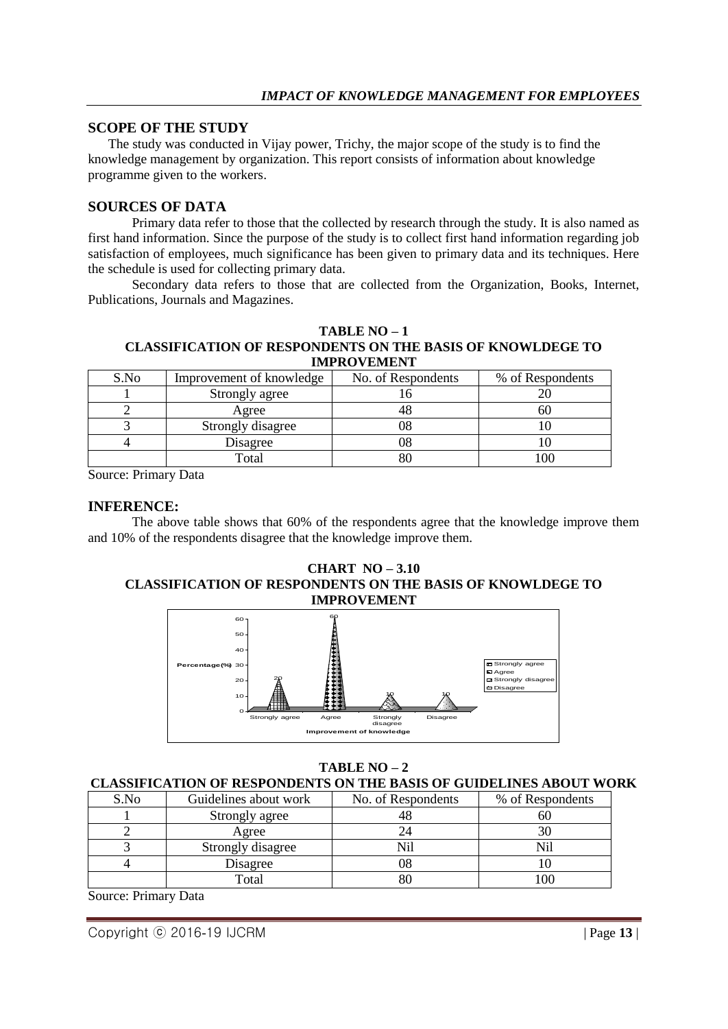## SCOPE OF THE STUDY

The study was conducted in Vijay power, Trichy, the major scope of the study is to find the knowledge management by organization. This report consists of information about knowledge programme given to the workers.

## SOURCES OF DATA

Primary data refer to those that the collected by research through the study. It is also named as first hand information. Since the purpose of the study is to collect first hand information regarding job satisfaction of employees, much significance has been given to primary data and its techniques. Here the schedule is used for collecting primary data.

Secondary data refers to those that are collected from the Organization, Books, Internet, Publications, Journals and Magazines.

**TABLE NO – 1**
**CLASSIFICATION OF RESPONDENTS ON THE BASIS OF KNOWLDEGE TO IMPROVEMENT**

| S.No | Improvement of knowledge | No. of Respondents | % of Respondents |
|---|---|---|---|
| 1 | Strongly agree | 16 | 20 |
| 2 | Agree | 48 | 60 |
| 3 | Strongly disagree | 08 | 10 |
| 4 | Disagree | 08 | 10 |
| | Total | 80 | 100 |

Source: Primary Data

## INFERENCE:

The above table shows that 60% of the respondents agree that the knowledge improve them and 10% of the respondents disagree that the knowledge improve them.

**CHART NO – 3.10**
**CLASSIFICATION OF RESPONDENTS ON THE BASIS OF KNOWLDEGE TO IMPROVEMENT**

**TABLE NO – 2**
**CLASSIFICATION OF RESPONDENTS ON THE BASIS OF GUIDELINES ABOUT WORK**

| S.No | Guidelines about work | No. of Respondents | % of Respondents |
|---|---|---|---|
| 1 | Strongly agree | 48 | 60 |
| 2 | Agree | 24 | 30 |
| 3 | Strongly disagree | Nil | Nil |
| 4 | Disagree | 08 | 10 |
| | Total | 80 | 100 |

Source: Primary Data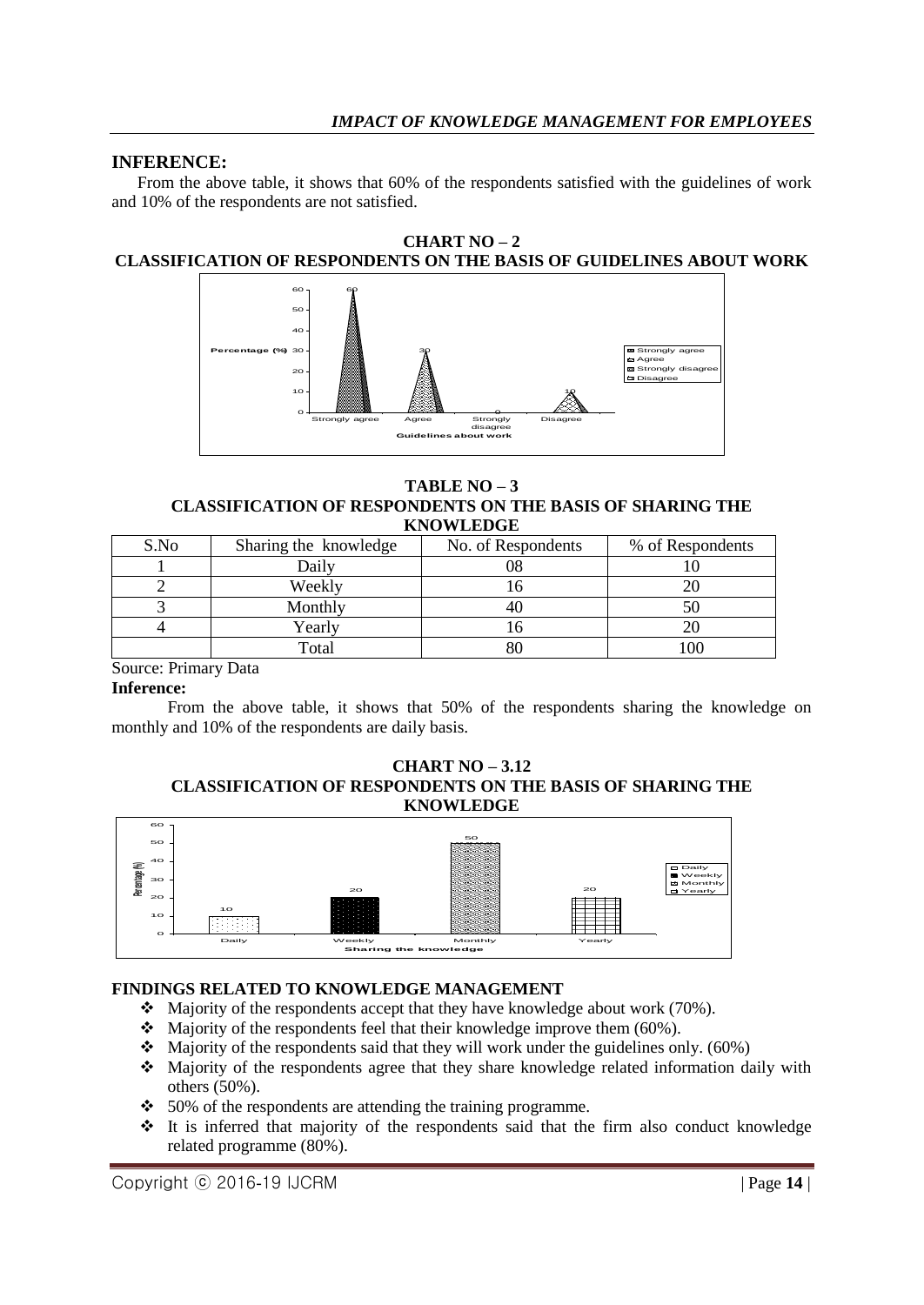## INFERENCE:

From the above table, it shows that 60% of the respondents satisfied with the guidelines of work and 10% of the respondents are not satisfied.

**CHART NO – 2**
**CLASSIFICATION OF RESPONDENTS ON THE BASIS OF GUIDELINES ABOUT WORK**

**TABLE NO – 3**
**CLASSIFICATION OF RESPONDENTS ON THE BASIS OF SHARING THE KNOWLEDGE**

| S.No | Sharing the knowledge | No. of Respondents | % of Respondents |
|---|---|---|---|
| 1 | Daily | 08 | 10 |
| 2 | Weekly | 16 | 20 |
| 3 | Monthly | 40 | 50 |
| 4 | Yearly | 16 | 20 |
| | Total | 80 | 100 |

Source: Primary Data

**Inference:**

From the above table, it shows that 50% of the respondents sharing the knowledge on monthly and 10% of the respondents are daily basis.

**CHART NO – 3.12**
**CLASSIFICATION OF RESPONDENTS ON THE BASIS OF SHARING THE KNOWLEDGE**

## FINDINGS RELATED TO KNOWLEDGE MANAGEMENT

- Majority of the respondents accept that they have knowledge about work (70%).
- Majority of the respondents feel that their knowledge improve them (60%).
- Majority of the respondents said that they will work under the guidelines only. (60%)
- Majority of the respondents agree that they share knowledge related information daily with others (50%).
- 50% of the respondents are attending the training programme.
- It is inferred that majority of the respondents said that the firm also conduct knowledge related programme (80%).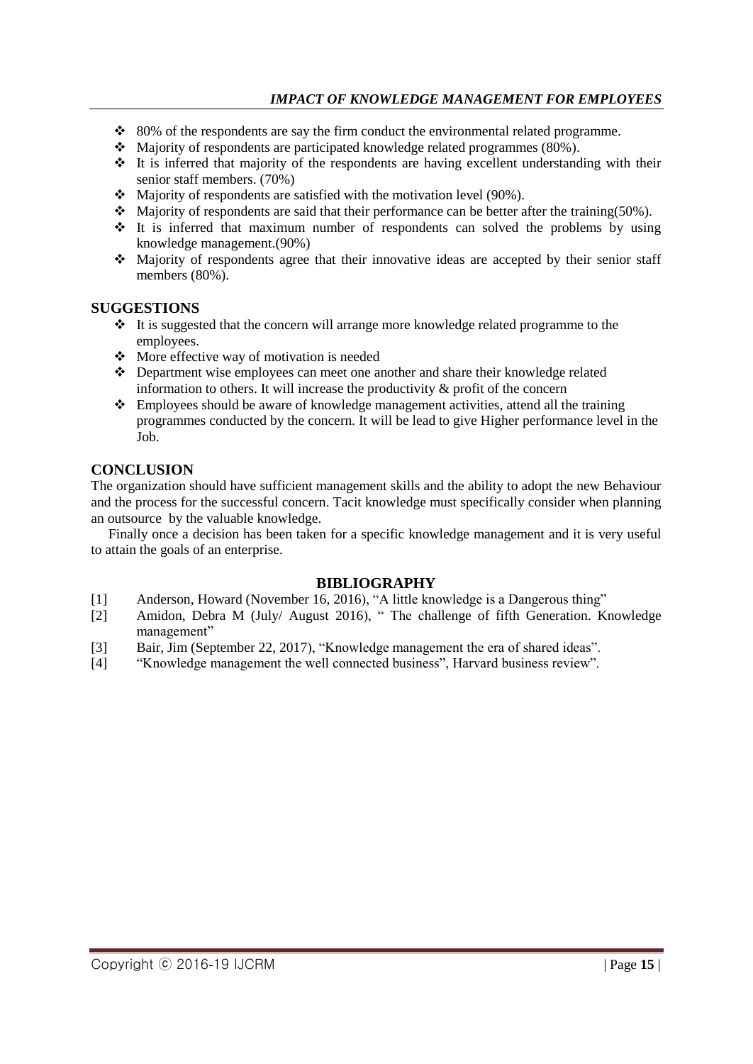- 80% of the respondents are say the firm conduct the environmental related programme.
- Majority of respondents are participated knowledge related programmes (80%).
- It is inferred that majority of the respondents are having excellent understanding with their senior staff members. (70%)
- Majority of respondents are satisfied with the motivation level (90%).
- Majority of respondents are said that their performance can be better after the training(50%).
- It is inferred that maximum number of respondents can solved the problems by using knowledge management.(90%)
- Majority of respondents agree that their innovative ideas are accepted by their senior staff members (80%).

## SUGGESTIONS

- It is suggested that the concern will arrange more knowledge related programme to the employees.
- More effective way of motivation is needed
- Department wise employees can meet one another and share their knowledge related information to others. It will increase the productivity & profit of the concern
- Employees should be aware of knowledge management activities, attend all the training programmes conducted by the concern. It will be lead to give Higher performance level in the Job.

## CONCLUSION

The organization should have sufficient management skills and the ability to adopt the new Behaviour and the process for the successful concern. Tacit knowledge must specifically consider when planning an outsource by the valuable knowledge.

Finally once a decision has been taken for a specific knowledge management and it is very useful to attain the goals of an enterprise.

## BIBLIOGRAPHY

[1] Anderson, Howard (November 16, 2016), "A little knowledge is a Dangerous thing"

[2] Amidon, Debra M (July/ August 2016), " The challenge of fifth Generation. Knowledge management"

[3] Bair, Jim (September 22, 2017), "Knowledge management the era of shared ideas".

[4] "Knowledge management the well connected business", Harvard business review".